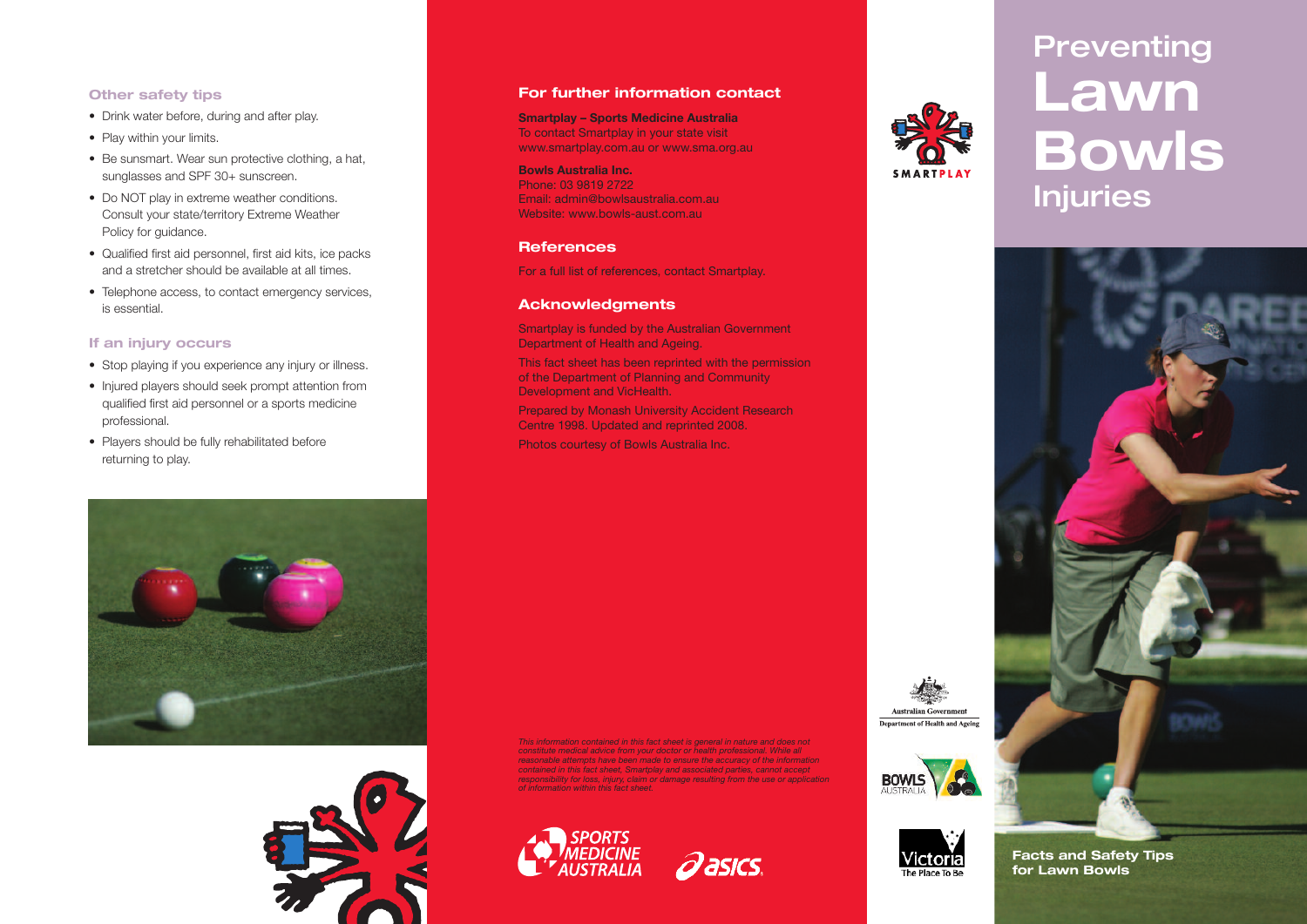### Other safety tips

- Drink water before, during and after play.
- Play within your limits.
- Be sunsmart. Wear sun protective clothing, a hat, sunglasses and SPF 30+ sunscreen.
- Do NOT play in extreme weather conditions. Consult your state/territory Extreme Weather Policy for guidance.
- Qualified first aid personnel, first aid kits, ice packs and a stretcher should be available at all times.
- Telephone access, to contact emergency services, is essential.

### If an injury occurs

- Stop playing if you experience any injury or illness.
- Injured players should seek prompt attention from qualified first aid personnel or a sports medicine professional.
- Players should be fully rehabilitated before returning to play.

## For further information contact

**Smartplay – Sports Medicine Australia**
To contact Smartplay in your state visit www.smartplay.com.au or www.sma.org.au

**Bowls Australia Inc.**
Phone: 03 9819 2722
Email: admin@bowlsaustralia.com.au
Website: www.bowls-aust.com.au

## References

For a full list of references, contact Smartplay.

## Acknowledgments

Smartplay is funded by the Australian Government Department of Health and Ageing.

This fact sheet has been reprinted with the permission of the Department of Planning and Community Development and VicHealth.

Prepared by Monash University Accident Research Centre 1998. Updated and reprinted 2008.

Photos courtesy of Bowls Australia Inc.

*This information contained in this fact sheet is general in nature and does not constitute medical advice from your doctor or health professional. While all reasonable attempts have been made to ensure the accuracy of the information contained in this fact sheet, Smartplay and associated parties, cannot accept responsibility for loss, injury, claim or damage resulting from the use or application of information within this fact sheet.*

SMARTPLAY

Australian Government
Department of Health and Ageing

BOWLS AUSTRALIA

Victoria The Place To Be

SPORTS MEDICINE AUSTRALIA

asics

# Preventing Lawn Bowls Injuries

**Facts and Safety Tips for Lawn Bowls**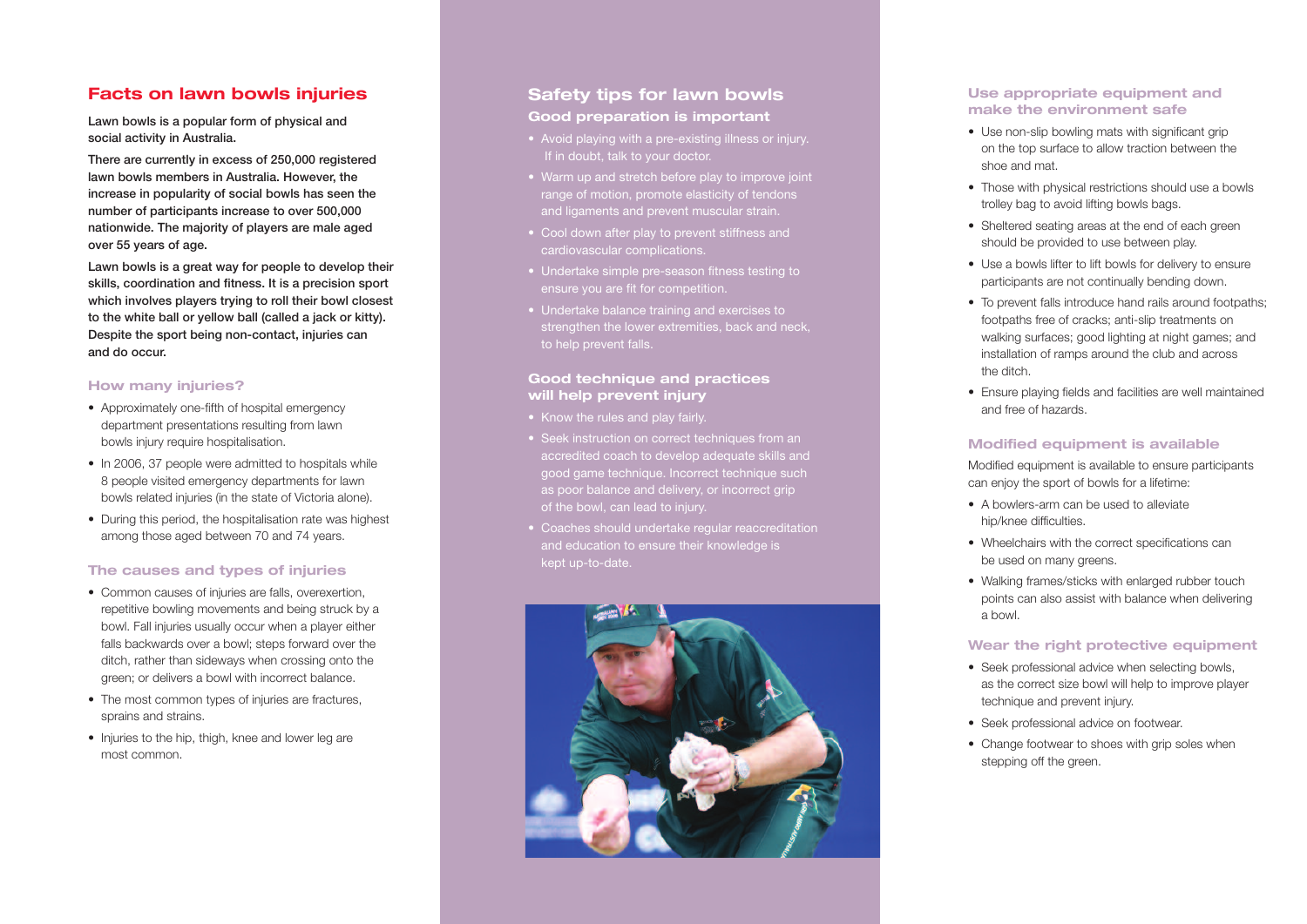## Facts on lawn bowls injuries

**Lawn bowls is a popular form of physical and social activity in Australia.**

**There are currently in excess of 250,000 registered lawn bowls members in Australia. However, the increase in popularity of social bowls has seen the number of participants increase to over 500,000 nationwide. The majority of players are male aged over 55 years of age.**

**Lawn bowls is a great way for people to develop their skills, coordination and fitness. It is a precision sport which involves players trying to roll their bowl closest to the white ball or yellow ball (called a jack or kitty). Despite the sport being non-contact, injuries can and do occur.**

### How many injuries?

- Approximately one-fifth of hospital emergency department presentations resulting from lawn bowls injury require hospitalisation.
- In 2006, 37 people were admitted to hospitals while 8 people visited emergency departments for lawn bowls related injuries (in the state of Victoria alone).
- During this period, the hospitalisation rate was highest among those aged between 70 and 74 years.

### The causes and types of injuries

- Common causes of injuries are falls, overexertion, repetitive bowling movements and being struck by a bowl. Fall injuries usually occur when a player either falls backwards over a bowl; steps forward over the ditch, rather than sideways when crossing onto the green; or delivers a bowl with incorrect balance.
- The most common types of injuries are fractures, sprains and strains.
- Injuries to the hip, thigh, knee and lower leg are most common.

## Safety tips for lawn bowls

### Good preparation is important

- Avoid playing with a pre-existing illness or injury. If in doubt, talk to your doctor.
- Warm up and stretch before play to improve joint range of motion, promote elasticity of tendons and ligaments and prevent muscular strain.
- Cool down after play to prevent stiffness and cardiovascular complications.
- Undertake simple pre-season fitness testing to ensure you are fit for competition.
- Undertake balance training and exercises to strengthen the lower extremities, back and neck, to help prevent falls.

### Good technique and practices will help prevent injury

- Know the rules and play fairly.
- Seek instruction on correct techniques from an accredited coach to develop adequate skills and good game technique. Incorrect technique such as poor balance and delivery, or incorrect grip of the bowl, can lead to injury.
- Coaches should undertake regular reaccreditation and education to ensure their knowledge is kept up-to-date.

### Use appropriate equipment and make the environment safe

- Use non-slip bowling mats with significant grip on the top surface to allow traction between the shoe and mat.
- Those with physical restrictions should use a bowls trolley bag to avoid lifting bowls bags.
- Sheltered seating areas at the end of each green should be provided to use between play.
- Use a bowls lifter to lift bowls for delivery to ensure participants are not continually bending down.
- To prevent falls introduce hand rails around footpaths; footpaths free of cracks; anti-slip treatments on walking surfaces; good lighting at night games; and installation of ramps around the club and across the ditch.
- Ensure playing fields and facilities are well maintained and free of hazards.

### Modified equipment is available

Modified equipment is available to ensure participants can enjoy the sport of bowls for a lifetime:

- A bowlers-arm can be used to alleviate hip/knee difficulties.
- Wheelchairs with the correct specifications can be used on many greens.
- Walking frames/sticks with enlarged rubber touch points can also assist with balance when delivering a bowl.

### Wear the right protective equipment

- Seek professional advice when selecting bowls, as the correct size bowl will help to improve player technique and prevent injury.
- Seek professional advice on footwear.
- Change footwear to shoes with grip soles when stepping off the green.